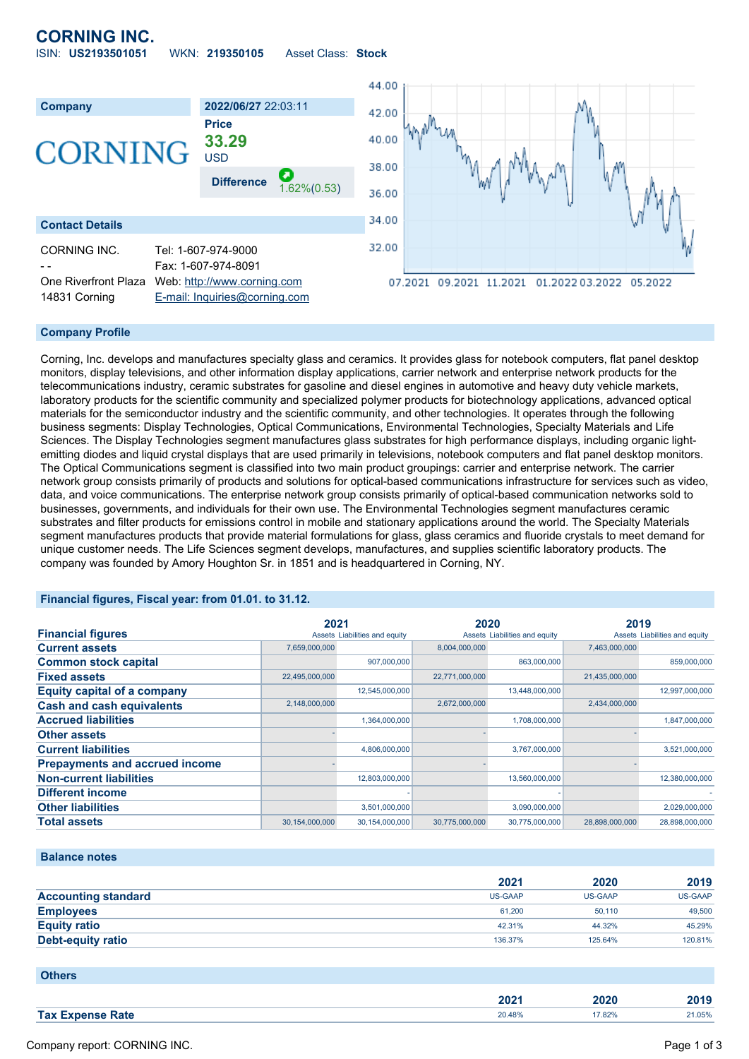# CORNING INC.

ISIN: **US2193501051** WKN: **219350105** Asset Class: **Stock**

| Company | 2022/06/27 22:03:11 |
|---|---|
| CORNING | **Price** 33.29 USD |
| | **Difference** 1.62%(0.53) |

## Contact Details

CORNING INC.
- -
One Riverfront Plaza
14831 Corning

Tel: 1-607-974-9000
Fax: 1-607-974-8091
Web: http://www.corning.com
E-mail: Inquiries@corning.com

## Company Profile

Corning, Inc. develops and manufactures specialty glass and ceramics. It provides glass for notebook computers, flat panel desktop monitors, display televisions, and other information display applications, carrier network and enterprise network products for the telecommunications industry, ceramic substrates for gasoline and diesel engines in automotive and heavy duty vehicle markets, laboratory products for the scientific community and specialized polymer products for biotechnology applications, advanced optical materials for the semiconductor industry and the scientific community, and other technologies. It operates through the following business segments: Display Technologies, Optical Communications, Environmental Technologies, Specialty Materials and Life Sciences. The Display Technologies segment manufactures glass substrates for high performance displays, including organic light-emitting diodes and liquid crystal displays that are used primarily in televisions, notebook computers and flat panel desktop monitors. The Optical Communications segment is classified into two main product groupings: carrier and enterprise network. The carrier network group consists primarily of products and solutions for optical-based communications infrastructure for services such as video, data, and voice communications. The enterprise network group consists primarily of optical-based communication networks sold to businesses, governments, and individuals for their own use. The Environmental Technologies segment manufactures ceramic substrates and filter products for emissions control in mobile and stationary applications around the world. The Specialty Materials segment manufactures products that provide material formulations for glass, glass ceramics and fluoride crystals to meet demand for unique customer needs. The Life Sciences segment develops, manufactures, and supplies scientific laboratory products. The company was founded by Amory Houghton Sr. in 1851 and is headquartered in Corning, NY.

## Financial figures, Fiscal year: from 01.01. to 31.12.

| Financial figures | 2021 | | 2020 | | 2019 | |
|---|---|---|---|---|---|---|
| | Assets | Liabilities and equity | Assets | Liabilities and equity | Assets | Liabilities and equity |
| **Current assets** | 7,659,000,000 | | 8,004,000,000 | | 7,463,000,000 | |
| **Common stock capital** | | 907,000,000 | | 863,000,000 | | 859,000,000 |
| **Fixed assets** | 22,495,000,000 | | 22,771,000,000 | | 21,435,000,000 | |
| **Equity capital of a company** | | 12,545,000,000 | | 13,448,000,000 | | 12,997,000,000 |
| **Cash and cash equivalents** | 2,148,000,000 | | 2,672,000,000 | | 2,434,000,000 | |
| **Accrued liabilities** | | 1,364,000,000 | | 1,708,000,000 | | 1,847,000,000 |
| **Other assets** | - | | - | | - | |
| **Current liabilities** | | 4,806,000,000 | | 3,767,000,000 | | 3,521,000,000 |
| **Prepayments and accrued income** | - | | - | | - | |
| **Non-current liabilities** | | 12,803,000,000 | | 13,560,000,000 | | 12,380,000,000 |
| **Different income** | | - | | - | | - |
| **Other liabilities** | | 3,501,000,000 | | 3,090,000,000 | | 2,029,000,000 |
| **Total assets** | 30,154,000,000 | 30,154,000,000 | 30,775,000,000 | 30,775,000,000 | 28,898,000,000 | 28,898,000,000 |

## Balance notes

| | 2021 | 2020 | 2019 |
|---|---|---|---|
| **Accounting standard** | US-GAAP | US-GAAP | US-GAAP |
| **Employees** | 61,200 | 50,110 | 49,500 |
| **Equity ratio** | 42.31% | 44.32% | 45.29% |
| **Debt-equity ratio** | 136.37% | 125.64% | 120.81% |

## Others

| | 2021 | 2020 | 2019 |
|---|---|---|---|
| **Tax Expense Rate** | 20.48% | 17.82% | 21.05% |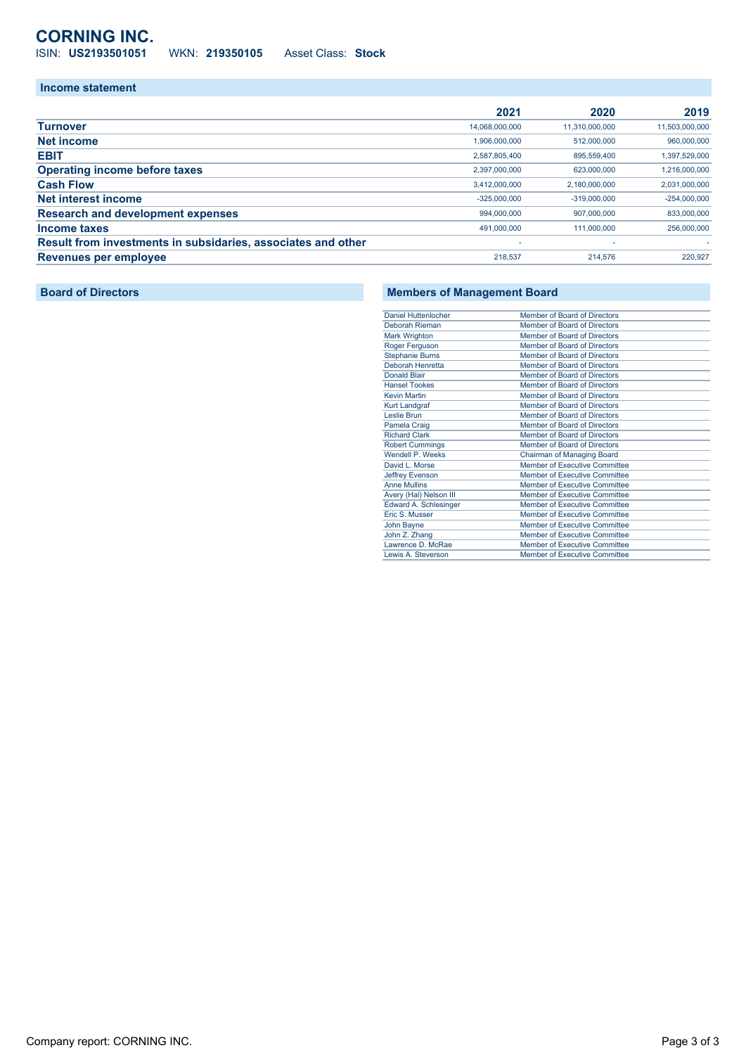# CORNING INC.

ISIN: **US2193501051** WKN: **219350105** Asset Class: **Stock**

## Income statement

| | 2021 | 2020 | 2019 |
|---|---|---|---|
| **Turnover** | 14,068,000,000 | 11,310,000,000 | 11,503,000,000 |
| **Net income** | 1,906,000,000 | 512,000,000 | 960,000,000 |
| **EBIT** | 2,587,805,400 | 895,559,400 | 1,397,529,000 |
| **Operating income before taxes** | 2,397,000,000 | 623,000,000 | 1,216,000,000 |
| **Cash Flow** | 3,412,000,000 | 2,180,000,000 | 2,031,000,000 |
| **Net interest income** | -325,000,000 | -319,000,000 | -254,000,000 |
| **Research and development expenses** | 994,000,000 | 907,000,000 | 833,000,000 |
| **Income taxes** | 491,000,000 | 111,000,000 | 256,000,000 |
| **Result from investments in subsidaries, associates and other** | - | - | - |
| **Revenues per employee** | 218,537 | 214,576 | 220,927 |

## Board of Directors

## Members of Management Board

| | |
|---|---|
| Daniel Huttenlocher | Member of Board of Directors |
| Deborah Rieman | Member of Board of Directors |
| Mark Wrighton | Member of Board of Directors |
| Roger Ferguson | Member of Board of Directors |
| Stephanie Burns | Member of Board of Directors |
| Deborah Henretta | Member of Board of Directors |
| Donald Blair | Member of Board of Directors |
| Hansel Tookes | Member of Board of Directors |
| Kevin Martin | Member of Board of Directors |
| Kurt Landgraf | Member of Board of Directors |
| Leslie Brun | Member of Board of Directors |
| Pamela Craig | Member of Board of Directors |
| Richard Clark | Member of Board of Directors |
| Robert Cummings | Member of Board of Directors |
| Wendell P. Weeks | Chairman of Managing Board |
| David L. Morse | Member of Executive Committee |
| Jeffrey Evenson | Member of Executive Committee |
| Anne Mullins | Member of Executive Committee |
| Avery (Hal) Nelson III | Member of Executive Committee |
| Edward A. Schlesinger | Member of Executive Committee |
| Eric S. Musser | Member of Executive Committee |
| John Bayne | Member of Executive Committee |
| John Z. Zhang | Member of Executive Committee |
| Lawrence D. McRae | Member of Executive Committee |
| Lewis A. Steverson | Member of Executive Committee |